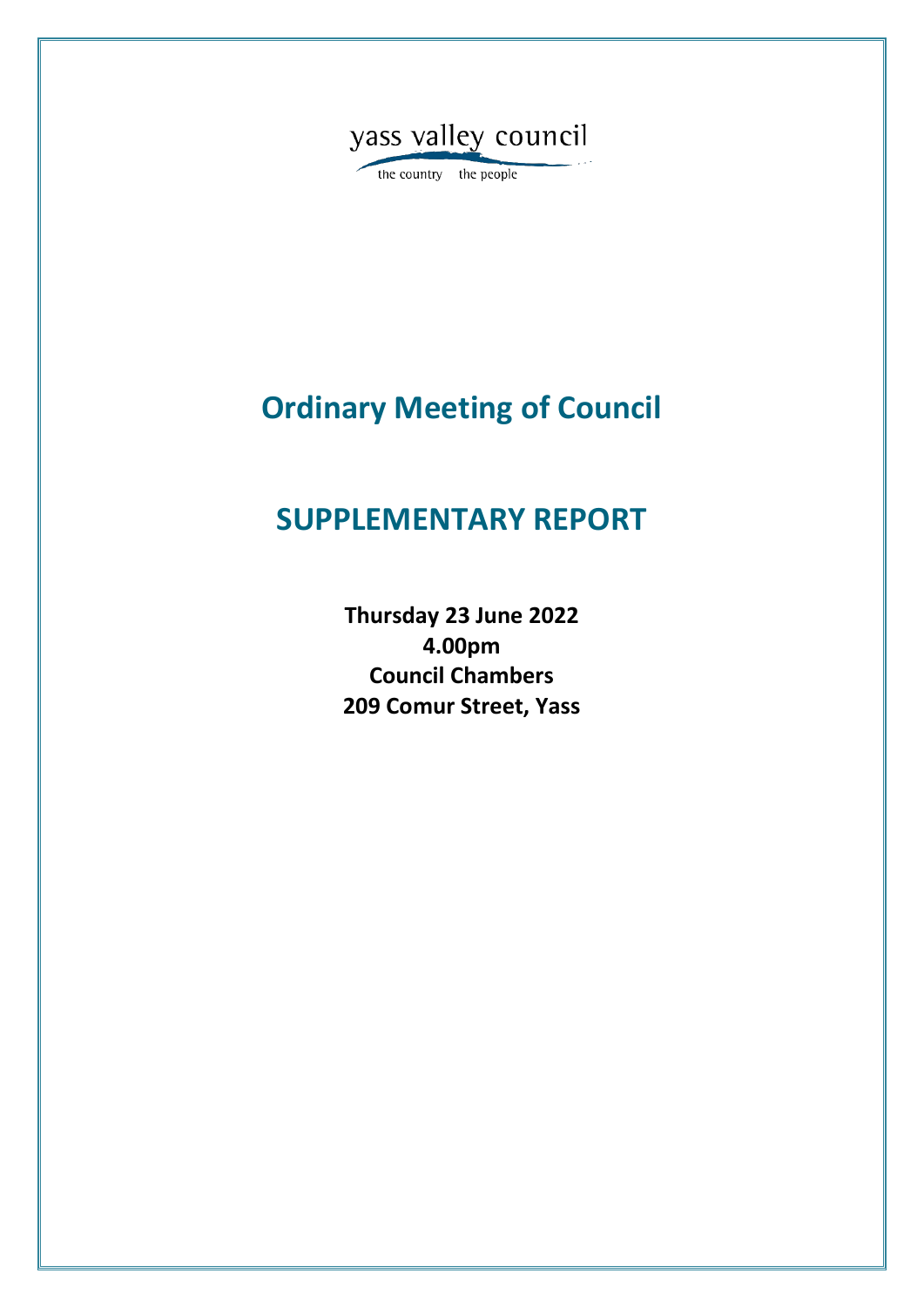yass valley council

the country the people

# Ordinary Meeting of Council

# SUPPLEMENTARY REPORT

**Thursday 23 June 2022**
**4.00pm**
**Council Chambers**
**209 Comur Street, Yass**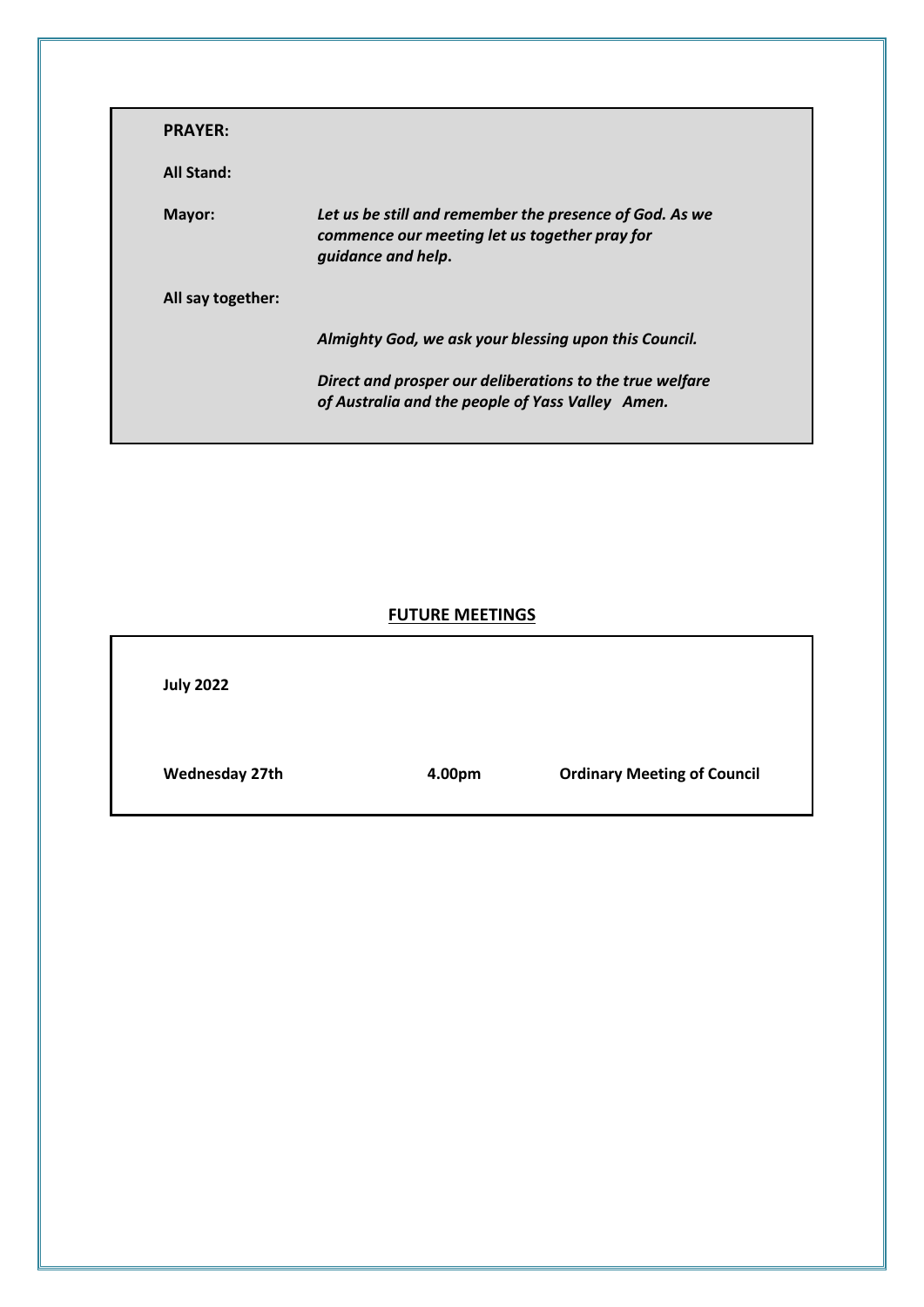**PRAYER:**

**All Stand:**

**Mayor:** ***Let us be still and remember the presence of God. As we commence our meeting let us together pray for guidance and help.***

**All say together:**

***Almighty God, we ask your blessing upon this Council.***

***Direct and prosper our deliberations to the true welfare of Australia and the people of Yass Valley Amen.***

## FUTURE MEETINGS

**July 2022**

| | | |
|---|---|---|
| **Wednesday 27th** | **4.00pm** | **Ordinary Meeting of Council** |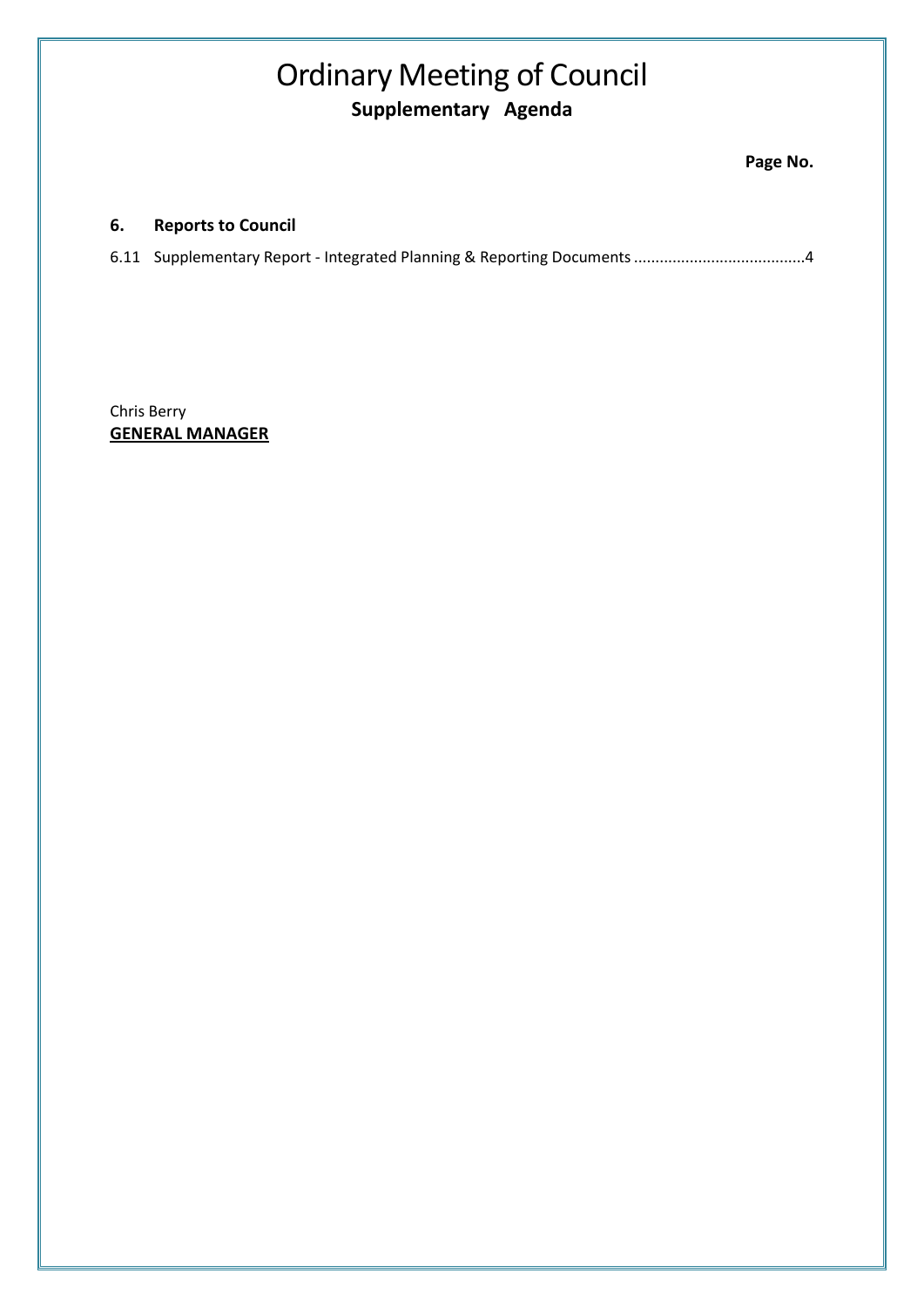# Ordinary Meeting of Council

**Supplementary Agenda**

**Page No.**

## 6. Reports to Council

6.11 Supplementary Report - Integrated Planning & Reporting Documents .......................................4

Chris Berry
**GENERAL MANAGER**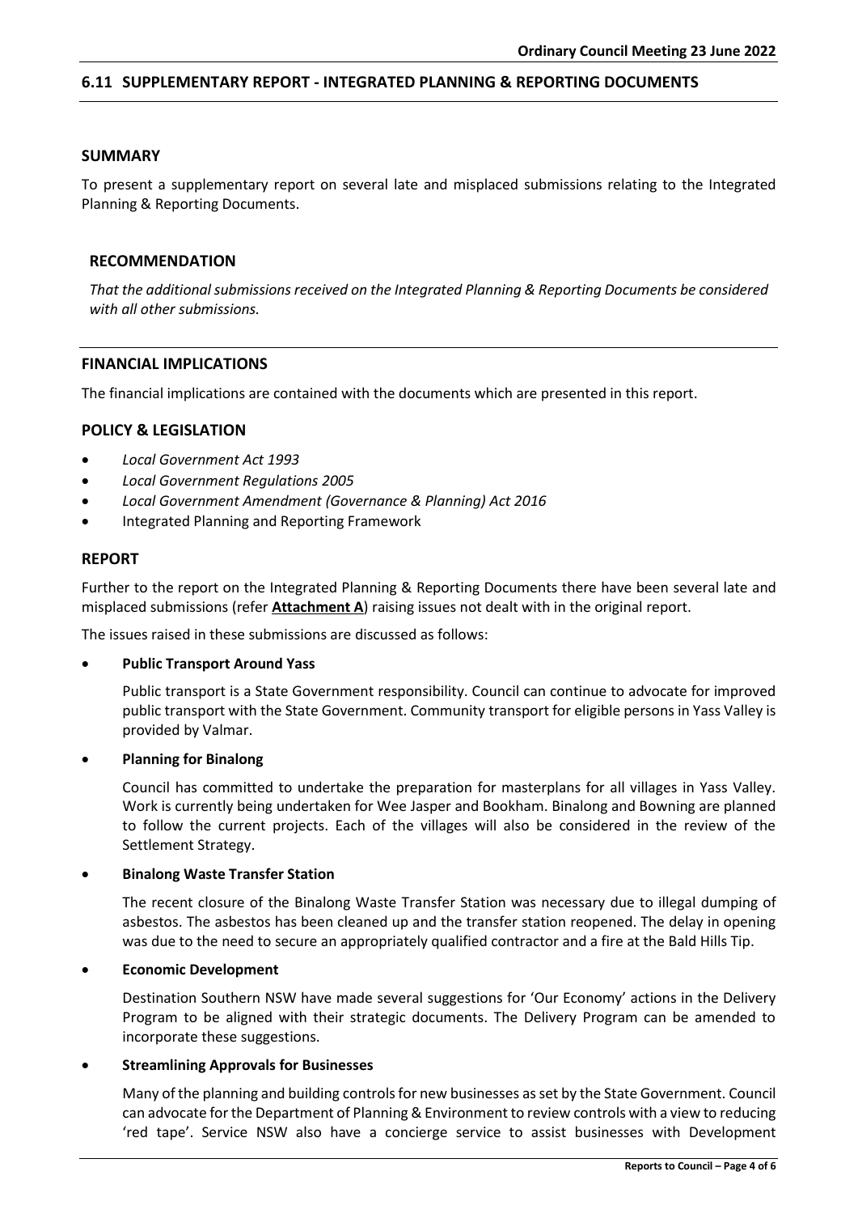## 6.11 SUPPLEMENTARY REPORT - INTEGRATED PLANNING & REPORTING DOCUMENTS

### SUMMARY

To present a supplementary report on several late and misplaced submissions relating to the Integrated Planning & Reporting Documents.

### RECOMMENDATION

*That the additional submissions received on the Integrated Planning & Reporting Documents be considered with all other submissions.*

### FINANCIAL IMPLICATIONS

The financial implications are contained with the documents which are presented in this report.

### POLICY & LEGISLATION

- *Local Government Act 1993*
- *Local Government Regulations 2005*
- *Local Government Amendment (Governance & Planning) Act 2016*
- Integrated Planning and Reporting Framework

### REPORT

Further to the report on the Integrated Planning & Reporting Documents there have been several late and misplaced submissions (refer **Attachment A**) raising issues not dealt with in the original report.

The issues raised in these submissions are discussed as follows:

- **Public Transport Around Yass**

  Public transport is a State Government responsibility. Council can continue to advocate for improved public transport with the State Government. Community transport for eligible persons in Yass Valley is provided by Valmar.

- **Planning for Binalong**

  Council has committed to undertake the preparation for masterplans for all villages in Yass Valley. Work is currently being undertaken for Wee Jasper and Bookham. Binalong and Bowning are planned to follow the current projects. Each of the villages will also be considered in the review of the Settlement Strategy.

- **Binalong Waste Transfer Station**

  The recent closure of the Binalong Waste Transfer Station was necessary due to illegal dumping of asbestos. The asbestos has been cleaned up and the transfer station reopened. The delay in opening was due to the need to secure an appropriately qualified contractor and a fire at the Bald Hills Tip.

- **Economic Development**

  Destination Southern NSW have made several suggestions for 'Our Economy' actions in the Delivery Program to be aligned with their strategic documents. The Delivery Program can be amended to incorporate these suggestions.

- **Streamlining Approvals for Businesses**

  Many of the planning and building controls for new businesses as set by the State Government. Council can advocate for the Department of Planning & Environment to review controls with a view to reducing 'red tape'. Service NSW also have a concierge service to assist businesses with Development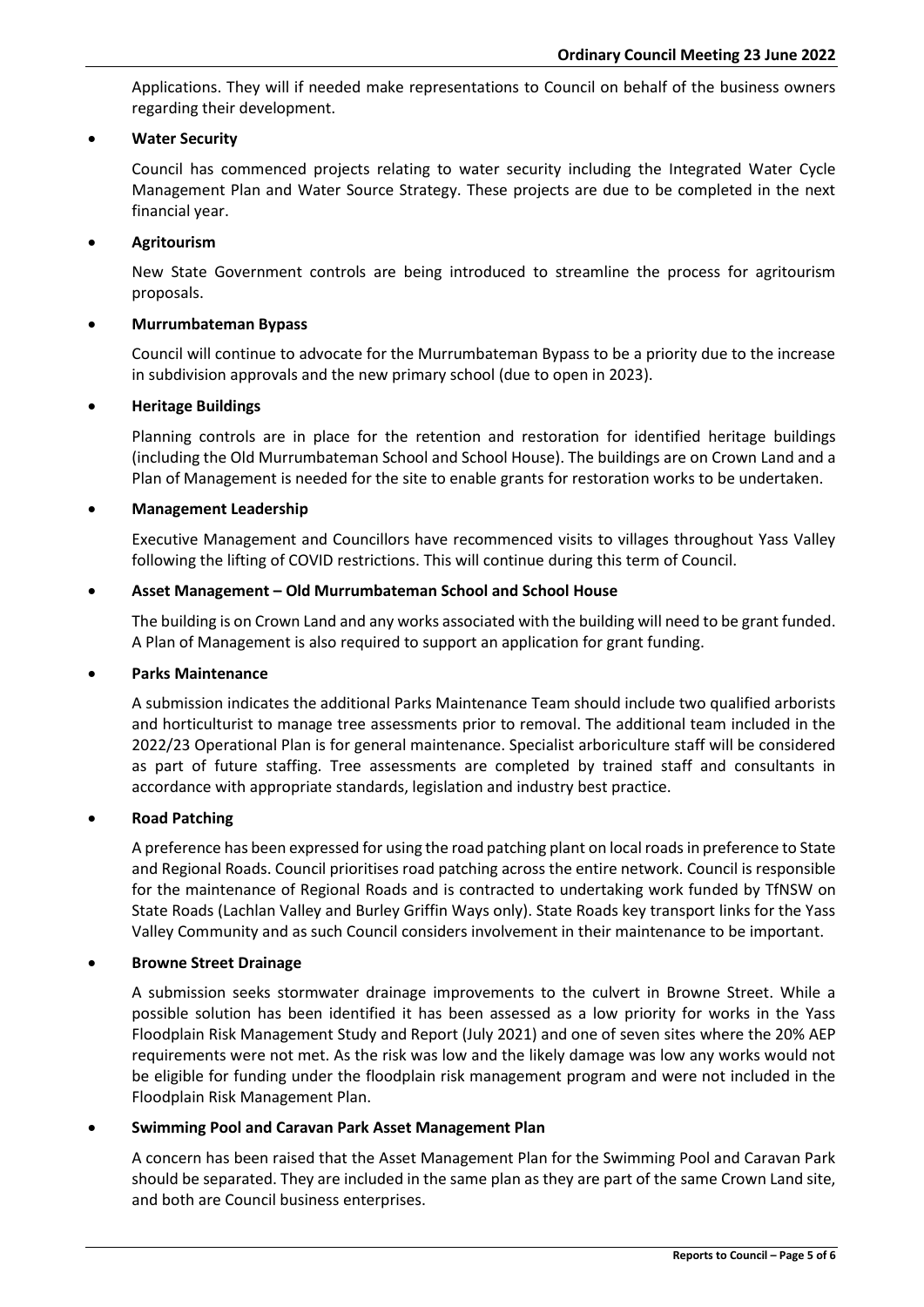Applications. They will if needed make representations to Council on behalf of the business owners regarding their development.

- **Water Security**

  Council has commenced projects relating to water security including the Integrated Water Cycle Management Plan and Water Source Strategy. These projects are due to be completed in the next financial year.

- **Agritourism**

  New State Government controls are being introduced to streamline the process for agritourism proposals.

- **Murrumbateman Bypass**

  Council will continue to advocate for the Murrumbateman Bypass to be a priority due to the increase in subdivision approvals and the new primary school (due to open in 2023).

- **Heritage Buildings**

  Planning controls are in place for the retention and restoration for identified heritage buildings (including the Old Murrumbateman School and School House). The buildings are on Crown Land and a Plan of Management is needed for the site to enable grants for restoration works to be undertaken.

- **Management Leadership**

  Executive Management and Councillors have recommenced visits to villages throughout Yass Valley following the lifting of COVID restrictions. This will continue during this term of Council.

- **Asset Management – Old Murrumbateman School and School House**

  The building is on Crown Land and any works associated with the building will need to be grant funded. A Plan of Management is also required to support an application for grant funding.

- **Parks Maintenance**

  A submission indicates the additional Parks Maintenance Team should include two qualified arborists and horticulturist to manage tree assessments prior to removal. The additional team included in the 2022/23 Operational Plan is for general maintenance. Specialist arboriculture staff will be considered as part of future staffing. Tree assessments are completed by trained staff and consultants in accordance with appropriate standards, legislation and industry best practice.

- **Road Patching**

  A preference has been expressed for using the road patching plant on local roads in preference to State and Regional Roads. Council prioritises road patching across the entire network. Council is responsible for the maintenance of Regional Roads and is contracted to undertaking work funded by TfNSW on State Roads (Lachlan Valley and Burley Griffin Ways only). State Roads key transport links for the Yass Valley Community and as such Council considers involvement in their maintenance to be important.

- **Browne Street Drainage**

  A submission seeks stormwater drainage improvements to the culvert in Browne Street. While a possible solution has been identified it has been assessed as a low priority for works in the Yass Floodplain Risk Management Study and Report (July 2021) and one of seven sites where the 20% AEP requirements were not met. As the risk was low and the likely damage was low any works would not be eligible for funding under the floodplain risk management program and were not included in the Floodplain Risk Management Plan.

- **Swimming Pool and Caravan Park Asset Management Plan**

  A concern has been raised that the Asset Management Plan for the Swimming Pool and Caravan Park should be separated. They are included in the same plan as they are part of the same Crown Land site, and both are Council business enterprises.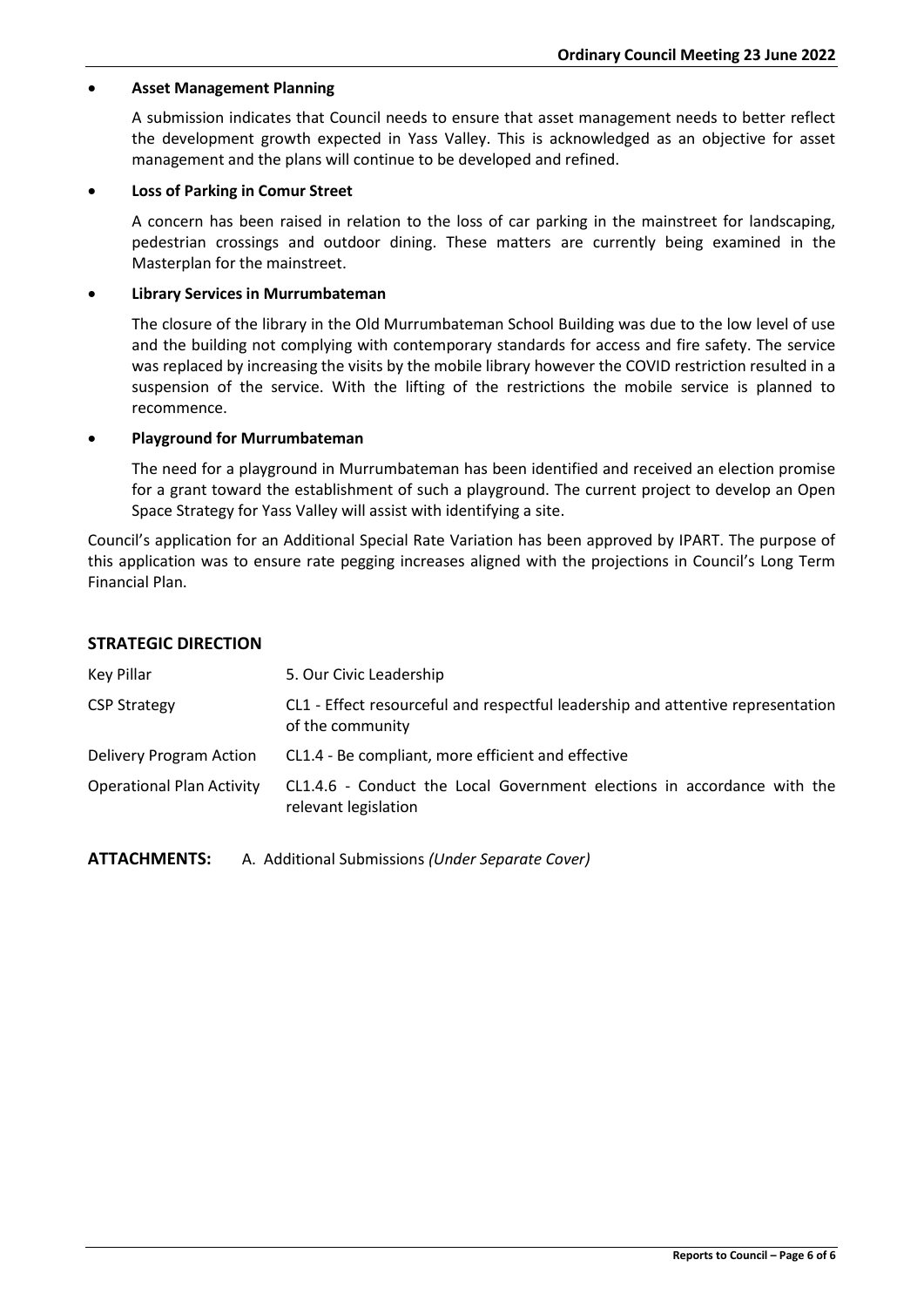- **Asset Management Planning**

  A submission indicates that Council needs to ensure that asset management needs to better reflect the development growth expected in Yass Valley. This is acknowledged as an objective for asset management and the plans will continue to be developed and refined.

- **Loss of Parking in Comur Street**

  A concern has been raised in relation to the loss of car parking in the mainstreet for landscaping, pedestrian crossings and outdoor dining. These matters are currently being examined in the Masterplan for the mainstreet.

- **Library Services in Murrumbateman**

  The closure of the library in the Old Murrumbateman School Building was due to the low level of use and the building not complying with contemporary standards for access and fire safety. The service was replaced by increasing the visits by the mobile library however the COVID restriction resulted in a suspension of the service. With the lifting of the restrictions the mobile service is planned to recommence.

- **Playground for Murrumbateman**

  The need for a playground in Murrumbateman has been identified and received an election promise for a grant toward the establishment of such a playground. The current project to develop an Open Space Strategy for Yass Valley will assist with identifying a site.

Council's application for an Additional Special Rate Variation has been approved by IPART. The purpose of this application was to ensure rate pegging increases aligned with the projections in Council's Long Term Financial Plan.

## STRATEGIC DIRECTION

| | |
|---|---|
| Key Pillar | 5. Our Civic Leadership |
| CSP Strategy | CL1 - Effect resourceful and respectful leadership and attentive representation of the community |
| Delivery Program Action | CL1.4 - Be compliant, more efficient and effective |
| Operational Plan Activity | CL1.4.6 - Conduct the Local Government elections in accordance with the relevant legislation |

**ATTACHMENTS:** A. Additional Submissions *(Under Separate Cover)*